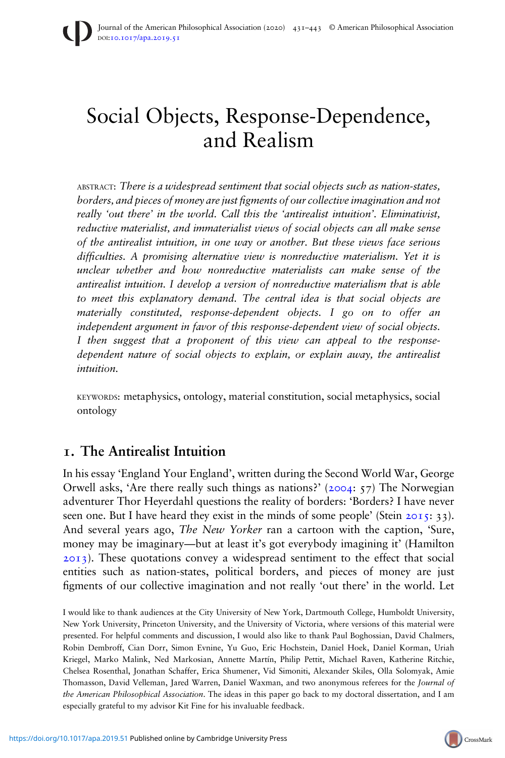# Social Objects, Response-Dependence, and Realism

ABSTRACT: *There is a widespread sentiment that social objects such as nation-states, borders, and pieces of money are just figments of our collective imagination and not really 'out there' in the world. Call this the 'antirealist intuition'. Eliminativist, reductive materialist, and immaterialist views of social objects can all make sense of the antirealist intuition, in one way or another. But these views face serious difficulties. A promising alternative view is nonreductive materialism. Yet it is unclear whether and how nonreductive materialists can make sense of the antirealist intuition. I develop a version of nonreductive materialism that is able to meet this explanatory demand. The central idea is that social objects are materially constituted, response-dependent objects. I go on to offer an independent argument in favor of this response-dependent view of social objects. I then suggest that a proponent of this view can appeal to the response-dependent nature of social objects to explain, or explain away, the antirealist intuition.*

KEYWORDS: metaphysics, ontology, material constitution, social metaphysics, social ontology

## 1. The Antirealist Intuition

In his essay 'England Your England', written during the Second World War, George Orwell asks, 'Are there really such things as nations?' (2004: 57) The Norwegian adventurer Thor Heyerdahl questions the reality of borders: 'Borders? I have never seen one. But I have heard they exist in the minds of some people' (Stein 2015: 33). And several years ago, *The New Yorker* ran a cartoon with the caption, 'Sure, money may be imaginary—but at least it's got everybody imagining it' (Hamilton 2013). These quotations convey a widespread sentiment to the effect that social entities such as nation-states, political borders, and pieces of money are just figments of our collective imagination and not really 'out there' in the world. Let

I would like to thank audiences at the City University of New York, Dartmouth College, Humboldt University, New York University, Princeton University, and the University of Victoria, where versions of this material were presented. For helpful comments and discussion, I would also like to thank Paul Boghossian, David Chalmers, Robin Dembroff, Cian Dorr, Simon Evnine, Yu Guo, Eric Hochstein, Daniel Hoek, Daniel Korman, Uriah Kriegel, Marko Malink, Ned Markosian, Annette Martín, Philip Pettit, Michael Raven, Katherine Ritchie, Chelsea Rosenthal, Jonathan Schaffer, Erica Shumener, Vid Simoniti, Alexander Skiles, Olla Solomyak, Amie Thomasson, David Velleman, Jared Warren, Daniel Waxman, and two anonymous referees for the *Journal of the American Philosophical Association*. The ideas in this paper go back to my doctoral dissertation, and I am especially grateful to my advisor Kit Fine for his invaluable feedback.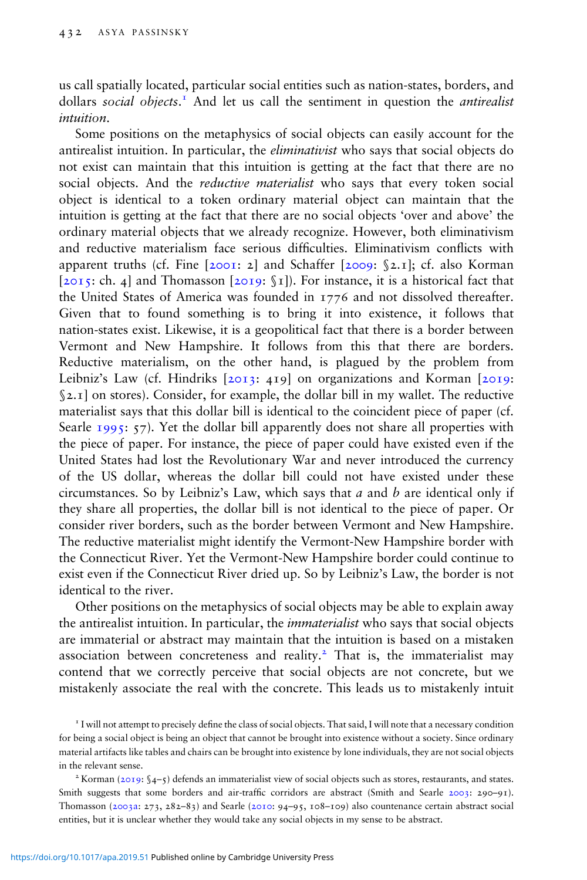us call spatially located, particular social entities such as nation-states, borders, and dollars *social objects*.[1] And let us call the sentiment in question the *antirealist intuition*.

Some positions on the metaphysics of social objects can easily account for the antirealist intuition. In particular, the *eliminativist* who says that social objects do not exist can maintain that this intuition is getting at the fact that there are no social objects. And the *reductive materialist* who says that every token social object is identical to a token ordinary material object can maintain that the intuition is getting at the fact that there are no social objects 'over and above' the ordinary material objects that we already recognize. However, both eliminativism and reductive materialism face serious difficulties. Eliminativism conflicts with apparent truths (cf. Fine [2001: 2] and Schaffer [2009: §2.1]; cf. also Korman [2015: ch. 4] and Thomasson [2019: §1]). For instance, it is a historical fact that the United States of America was founded in 1776 and not dissolved thereafter. Given that to found something is to bring it into existence, it follows that nation-states exist. Likewise, it is a geopolitical fact that there is a border between Vermont and New Hampshire. It follows from this that there are borders. Reductive materialism, on the other hand, is plagued by the problem from Leibniz's Law (cf. Hindriks [2013: 419] on organizations and Korman [2019: §2.1] on stores). Consider, for example, the dollar bill in my wallet. The reductive materialist says that this dollar bill is identical to the coincident piece of paper (cf. Searle 1995: 57). Yet the dollar bill apparently does not share all properties with the piece of paper. For instance, the piece of paper could have existed even if the United States had lost the Revolutionary War and never introduced the currency of the US dollar, whereas the dollar bill could not have existed under these circumstances. So by Leibniz's Law, which says that *a* and *b* are identical only if they share all properties, the dollar bill is not identical to the piece of paper. Or consider river borders, such as the border between Vermont and New Hampshire. The reductive materialist might identify the Vermont-New Hampshire border with the Connecticut River. Yet the Vermont-New Hampshire border could continue to exist even if the Connecticut River dried up. So by Leibniz's Law, the border is not identical to the river.

Other positions on the metaphysics of social objects may be able to explain away the antirealist intuition. In particular, the *immaterialist* who says that social objects are immaterial or abstract may maintain that the intuition is based on a mistaken association between concreteness and reality.[2] That is, the immaterialist may contend that we correctly perceive that social objects are not concrete, but we mistakenly associate the real with the concrete. This leads us to mistakenly intuit

[1] I will not attempt to precisely define the class of social objects. That said, I will note that a necessary condition for being a social object is being an object that cannot be brought into existence without a society. Since ordinary material artifacts like tables and chairs can be brought into existence by lone individuals, they are not social objects in the relevant sense.

[2] Korman (2019: §4–5) defends an immaterialist view of social objects such as stores, restaurants, and states. Smith suggests that some borders and air-traffic corridors are abstract (Smith and Searle 2003: 290–91). Thomasson (2003a: 273, 282–83) and Searle (2010: 94–95, 108–109) also countenance certain abstract social entities, but it is unclear whether they would take any social objects in my sense to be abstract.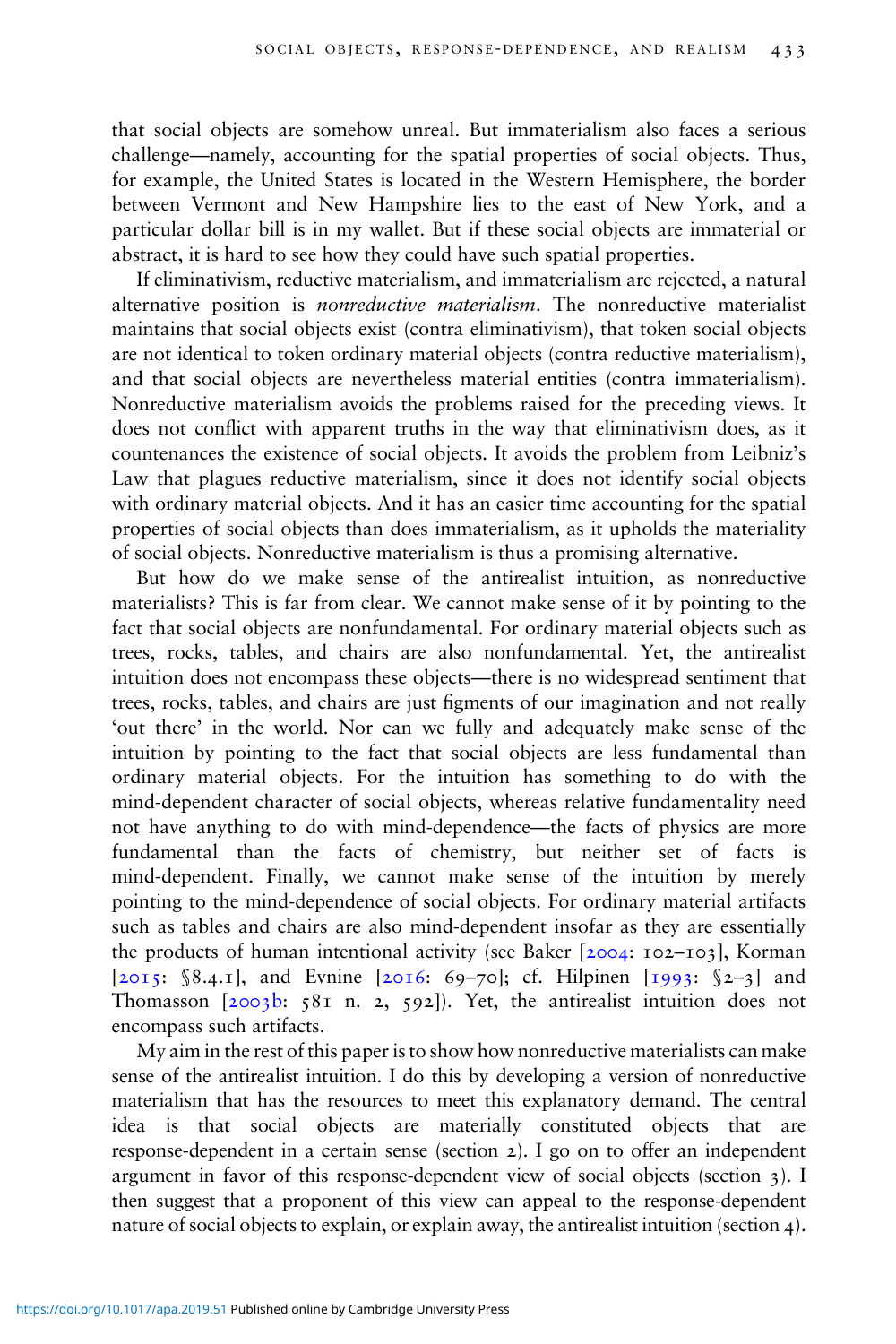that social objects are somehow unreal. But immaterialism also faces a serious challenge—namely, accounting for the spatial properties of social objects. Thus, for example, the United States is located in the Western Hemisphere, the border between Vermont and New Hampshire lies to the east of New York, and a particular dollar bill is in my wallet. But if these social objects are immaterial or abstract, it is hard to see how they could have such spatial properties.

If eliminativism, reductive materialism, and immaterialism are rejected, a natural alternative position is *nonreductive materialism*. The nonreductive materialist maintains that social objects exist (contra eliminativism), that token social objects are not identical to token ordinary material objects (contra reductive materialism), and that social objects are nevertheless material entities (contra immaterialism). Nonreductive materialism avoids the problems raised for the preceding views. It does not conflict with apparent truths in the way that eliminativism does, as it countenances the existence of social objects. It avoids the problem from Leibniz's Law that plagues reductive materialism, since it does not identify social objects with ordinary material objects. And it has an easier time accounting for the spatial properties of social objects than does immaterialism, as it upholds the materiality of social objects. Nonreductive materialism is thus a promising alternative.

But how do we make sense of the antirealist intuition, as nonreductive materialists? This is far from clear. We cannot make sense of it by pointing to the fact that social objects are nonfundamental. For ordinary material objects such as trees, rocks, tables, and chairs are also nonfundamental. Yet, the antirealist intuition does not encompass these objects—there is no widespread sentiment that trees, rocks, tables, and chairs are just figments of our imagination and not really 'out there' in the world. Nor can we fully and adequately make sense of the intuition by pointing to the fact that social objects are less fundamental than ordinary material objects. For the intuition has something to do with the mind-dependent character of social objects, whereas relative fundamentality need not have anything to do with mind-dependence—the facts of physics are more fundamental than the facts of chemistry, but neither set of facts is mind-dependent. Finally, we cannot make sense of the intuition by merely pointing to the mind-dependence of social objects. For ordinary material artifacts such as tables and chairs are also mind-dependent insofar as they are essentially the products of human intentional activity (see Baker [2004: 102–103], Korman [2015: §8.4.1], and Evnine [2016: 69–70]; cf. Hilpinen [1993: §2–3] and Thomasson [2003b: 581 n. 2, 592]). Yet, the antirealist intuition does not encompass such artifacts.

My aim in the rest of this paper is to show how nonreductive materialists can make sense of the antirealist intuition. I do this by developing a version of nonreductive materialism that has the resources to meet this explanatory demand. The central idea is that social objects are materially constituted objects that are response-dependent in a certain sense (section 2). I go on to offer an independent argument in favor of this response-dependent view of social objects (section 3). I then suggest that a proponent of this view can appeal to the response-dependent nature of social objects to explain, or explain away, the antirealist intuition (section 4).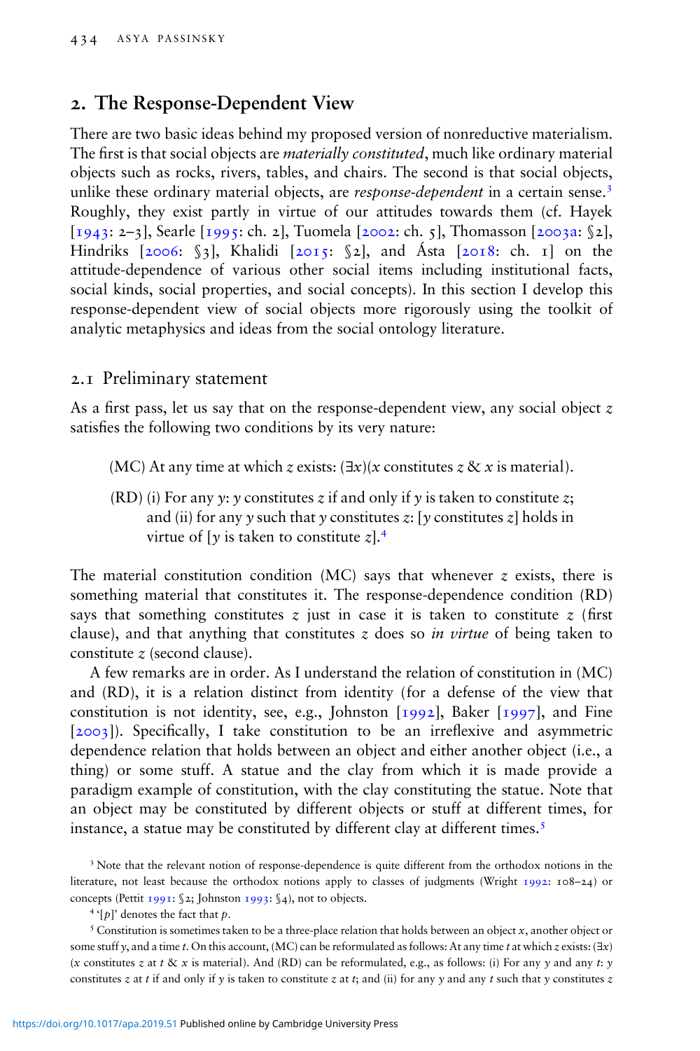## 2. The Response-Dependent View

There are two basic ideas behind my proposed version of nonreductive materialism. The first is that social objects are *materially constituted*, much like ordinary material objects such as rocks, rivers, tables, and chairs. The second is that social objects, unlike these ordinary material objects, are *response-dependent* in a certain sense.[3] Roughly, they exist partly in virtue of our attitudes towards them (cf. Hayek [1943: 2–3], Searle [1995: ch. 2], Tuomela [2002: ch. 5], Thomasson [2003a: §2], Hindriks [2006: §3], Khalidi [2015: §2], and Ásta [2018: ch. 1] on the attitude-dependence of various other social items including institutional facts, social kinds, social properties, and social concepts). In this section I develop this response-dependent view of social objects more rigorously using the toolkit of analytic metaphysics and ideas from the social ontology literature.

### 2.1 Preliminary statement

As a first pass, let us say that on the response-dependent view, any social object $z$ satisfies the following two conditions by its very nature:

> (MC) At any time at which $z$ exists: $(\exists x)$($x$ constitutes $z$ & $x$ is material).
>
> (RD) (i) For any $y$: $y$ constitutes $z$ if and only if $y$ is taken to constitute $z$; and (ii) for any $y$ such that $y$ constitutes $z$: [$y$ constitutes $z$] holds in virtue of [$y$ is taken to constitute $z$].[4]

The material constitution condition (MC) says that whenever $z$ exists, there is something material that constitutes it. The response-dependence condition (RD) says that something constitutes $z$ just in case it is taken to constitute $z$ (first clause), and that anything that constitutes $z$ does so *in virtue* of being taken to constitute $z$ (second clause).

A few remarks are in order. As I understand the relation of constitution in (MC) and (RD), it is a relation distinct from identity (for a defense of the view that constitution is not identity, see, e.g., Johnston [1992], Baker [1997], and Fine [2003]). Specifically, I take constitution to be an irreflexive and asymmetric dependence relation that holds between an object and either another object (i.e., a thing) or some stuff. A statue and the clay from which it is made provide a paradigm example of constitution, with the clay constituting the statue. Note that an object may be constituted by different objects or stuff at different times, for instance, a statue may be constituted by different clay at different times.[5]

[3] Note that the relevant notion of response-dependence is quite different from the orthodox notions in the literature, not least because the orthodox notions apply to classes of judgments (Wright 1992: 108–24) or concepts (Pettit 1991: §2; Johnston 1993: §4), not to objects.

[4] '[$p$]' denotes the fact that $p$.

[5] Constitution is sometimes taken to be a three-place relation that holds between an object $x$, another object or some stuff $y$, and a time $t$. On this account, (MC) can be reformulated as follows: At any time $t$ at which $z$ exists: $(\exists x)$ ($x$ constitutes $z$ at $t$ & $x$ is material). And (RD) can be reformulated, e.g., as follows: (i) For any $y$ and any $t$: $y$ constitutes $z$ at $t$ if and only if $y$ is taken to constitute $z$ at $t$; and (ii) for any $y$ and any $t$ such that $y$ constitutes $z$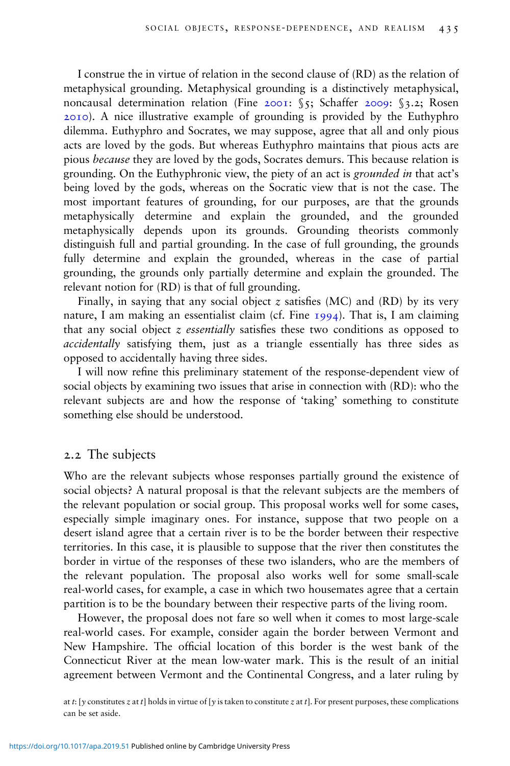I construe the in virtue of relation in the second clause of (RD) as the relation of metaphysical grounding. Metaphysical grounding is a distinctively metaphysical, noncausal determination relation (Fine 2001: §5; Schaffer 2009: §3.2; Rosen 2010). A nice illustrative example of grounding is provided by the Euthyphro dilemma. Euthyphro and Socrates, we may suppose, agree that all and only pious acts are loved by the gods. But whereas Euthyphro maintains that pious acts are pious *because* they are loved by the gods, Socrates demurs. This because relation is grounding. On the Euthyphronic view, the piety of an act is *grounded in* that act's being loved by the gods, whereas on the Socratic view that is not the case. The most important features of grounding, for our purposes, are that the grounds metaphysically determine and explain the grounded, and the grounded metaphysically depends upon its grounds. Grounding theorists commonly distinguish full and partial grounding. In the case of full grounding, the grounds fully determine and explain the grounded, whereas in the case of partial grounding, the grounds only partially determine and explain the grounded. The relevant notion for (RD) is that of full grounding.

Finally, in saying that any social object $z$ satisfies (MC) and (RD) by its very nature, I am making an essentialist claim (cf. Fine 1994). That is, I am claiming that any social object $z$ *essentially* satisfies these two conditions as opposed to *accidentally* satisfying them, just as a triangle essentially has three sides as opposed to accidentally having three sides.

I will now refine this preliminary statement of the response-dependent view of social objects by examining two issues that arise in connection with (RD): who the relevant subjects are and how the response of 'taking' something to constitute something else should be understood.

## 2.2 The subjects

Who are the relevant subjects whose responses partially ground the existence of social objects? A natural proposal is that the relevant subjects are the members of the relevant population or social group. This proposal works well for some cases, especially simple imaginary ones. For instance, suppose that two people on a desert island agree that a certain river is to be the border between their respective territories. In this case, it is plausible to suppose that the river then constitutes the border in virtue of the responses of these two islanders, who are the members of the relevant population. The proposal also works well for some small-scale real-world cases, for example, a case in which two housemates agree that a certain partition is to be the boundary between their respective parts of the living room.

However, the proposal does not fare so well when it comes to most large-scale real-world cases. For example, consider again the border between Vermont and New Hampshire. The official location of this border is the west bank of the Connecticut River at the mean low-water mark. This is the result of an initial agreement between Vermont and the Continental Congress, and a later ruling by

at $t$: [$y$ constitutes $z$ at $t$] holds in virtue of [$y$ is taken to constitute $z$ at $t$]. For present purposes, these complications can be set aside.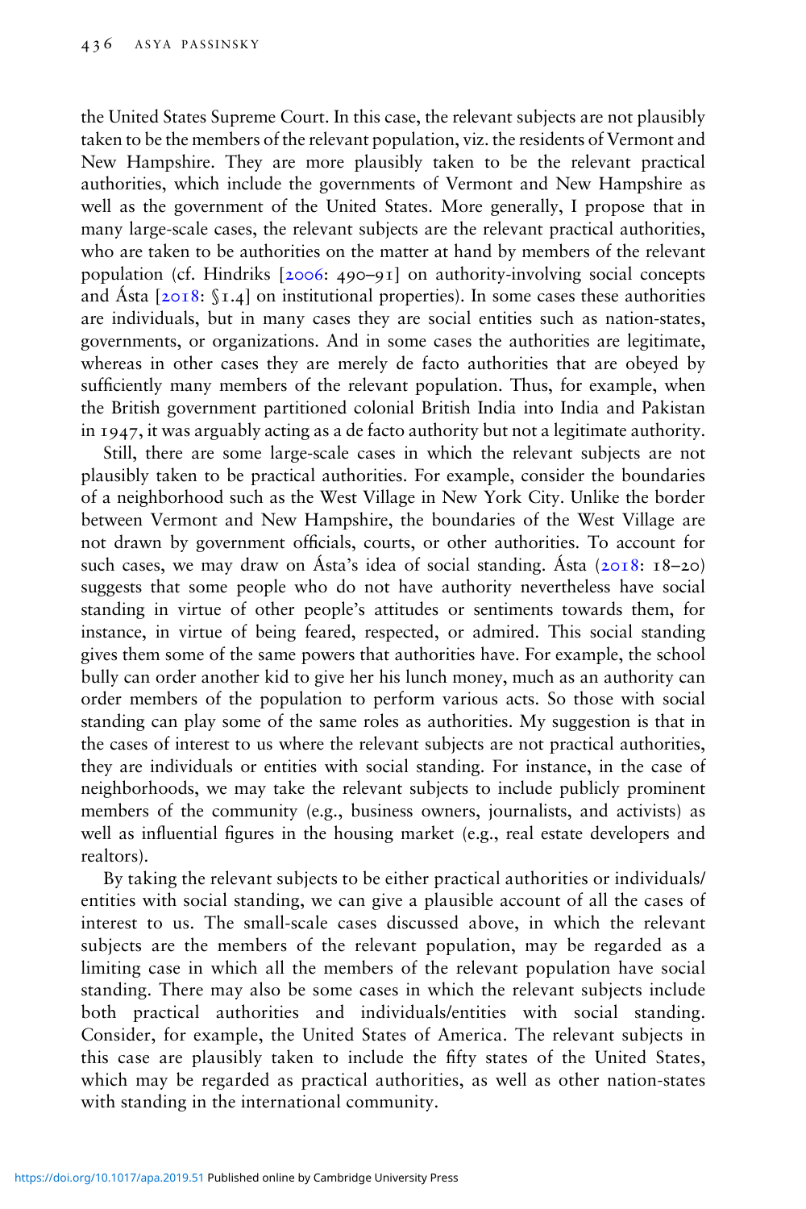the United States Supreme Court. In this case, the relevant subjects are not plausibly taken to be the members of the relevant population, viz. the residents of Vermont and New Hampshire. They are more plausibly taken to be the relevant practical authorities, which include the governments of Vermont and New Hampshire as well as the government of the United States. More generally, I propose that in many large-scale cases, the relevant subjects are the relevant practical authorities, who are taken to be authorities on the matter at hand by members of the relevant population (cf. Hindriks [2006: 490–91] on authority-involving social concepts and Ásta [2018: §1.4] on institutional properties). In some cases these authorities are individuals, but in many cases they are social entities such as nation-states, governments, or organizations. And in some cases the authorities are legitimate, whereas in other cases they are merely de facto authorities that are obeyed by sufficiently many members of the relevant population. Thus, for example, when the British government partitioned colonial British India into India and Pakistan in 1947, it was arguably acting as a de facto authority but not a legitimate authority.

Still, there are some large-scale cases in which the relevant subjects are not plausibly taken to be practical authorities. For example, consider the boundaries of a neighborhood such as the West Village in New York City. Unlike the border between Vermont and New Hampshire, the boundaries of the West Village are not drawn by government officials, courts, or other authorities. To account for such cases, we may draw on Ásta's idea of social standing. Ásta (2018: 18–20) suggests that some people who do not have authority nevertheless have social standing in virtue of other people's attitudes or sentiments towards them, for instance, in virtue of being feared, respected, or admired. This social standing gives them some of the same powers that authorities have. For example, the school bully can order another kid to give her his lunch money, much as an authority can order members of the population to perform various acts. So those with social standing can play some of the same roles as authorities. My suggestion is that in the cases of interest to us where the relevant subjects are not practical authorities, they are individuals or entities with social standing. For instance, in the case of neighborhoods, we may take the relevant subjects to include publicly prominent members of the community (e.g., business owners, journalists, and activists) as well as influential figures in the housing market (e.g., real estate developers and realtors).

By taking the relevant subjects to be either practical authorities or individuals/entities with social standing, we can give a plausible account of all the cases of interest to us. The small-scale cases discussed above, in which the relevant subjects are the members of the relevant population, may be regarded as a limiting case in which all the members of the relevant population have social standing. There may also be some cases in which the relevant subjects include both practical authorities and individuals/entities with social standing. Consider, for example, the United States of America. The relevant subjects in this case are plausibly taken to include the fifty states of the United States, which may be regarded as practical authorities, as well as other nation-states with standing in the international community.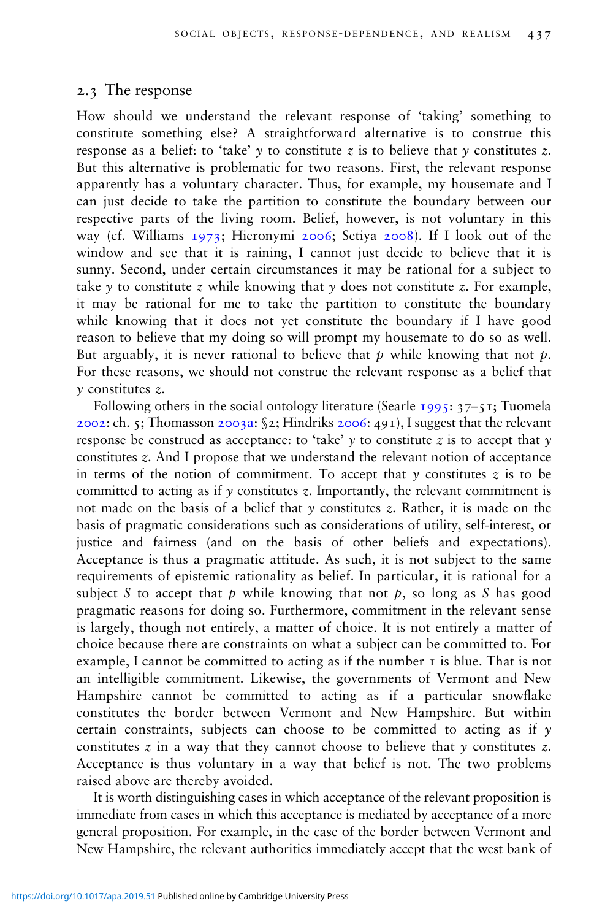## 2.3 The response

How should we understand the relevant response of 'taking' something to constitute something else? A straightforward alternative is to construe this response as a belief: to 'take' *y* to constitute *z* is to believe that *y* constitutes *z*. But this alternative is problematic for two reasons. First, the relevant response apparently has a voluntary character. Thus, for example, my housemate and I can just decide to take the partition to constitute the boundary between our respective parts of the living room. Belief, however, is not voluntary in this way (cf. Williams 1973; Hieronymi 2006; Setiya 2008). If I look out of the window and see that it is raining, I cannot just decide to believe that it is sunny. Second, under certain circumstances it may be rational for a subject to take *y* to constitute *z* while knowing that *y* does not constitute *z*. For example, it may be rational for me to take the partition to constitute the boundary while knowing that it does not yet constitute the boundary if I have good reason to believe that my doing so will prompt my housemate to do so as well. But arguably, it is never rational to believe that *p* while knowing that not *p*. For these reasons, we should not construe the relevant response as a belief that *y* constitutes *z*.

Following others in the social ontology literature (Searle 1995: 37–51; Tuomela 2002: ch. 5; Thomasson 2003a: §2; Hindriks 2006: 491), I suggest that the relevant response be construed as acceptance: to 'take' *y* to constitute *z* is to accept that *y* constitutes *z*. And I propose that we understand the relevant notion of acceptance in terms of the notion of commitment. To accept that *y* constitutes *z* is to be committed to acting as if *y* constitutes *z*. Importantly, the relevant commitment is not made on the basis of a belief that *y* constitutes *z*. Rather, it is made on the basis of pragmatic considerations such as considerations of utility, self-interest, or justice and fairness (and on the basis of other beliefs and expectations). Acceptance is thus a pragmatic attitude. As such, it is not subject to the same requirements of epistemic rationality as belief. In particular, it is rational for a subject *S* to accept that *p* while knowing that not *p*, so long as *S* has good pragmatic reasons for doing so. Furthermore, commitment in the relevant sense is largely, though not entirely, a matter of choice. It is not entirely a matter of choice because there are constraints on what a subject can be committed to. For example, I cannot be committed to acting as if the number 1 is blue. That is not an intelligible commitment. Likewise, the governments of Vermont and New Hampshire cannot be committed to acting as if a particular snowflake constitutes the border between Vermont and New Hampshire. But within certain constraints, subjects can choose to be committed to acting as if *y* constitutes *z* in a way that they cannot choose to believe that *y* constitutes *z*. Acceptance is thus voluntary in a way that belief is not. The two problems raised above are thereby avoided.

It is worth distinguishing cases in which acceptance of the relevant proposition is immediate from cases in which this acceptance is mediated by acceptance of a more general proposition. For example, in the case of the border between Vermont and New Hampshire, the relevant authorities immediately accept that the west bank of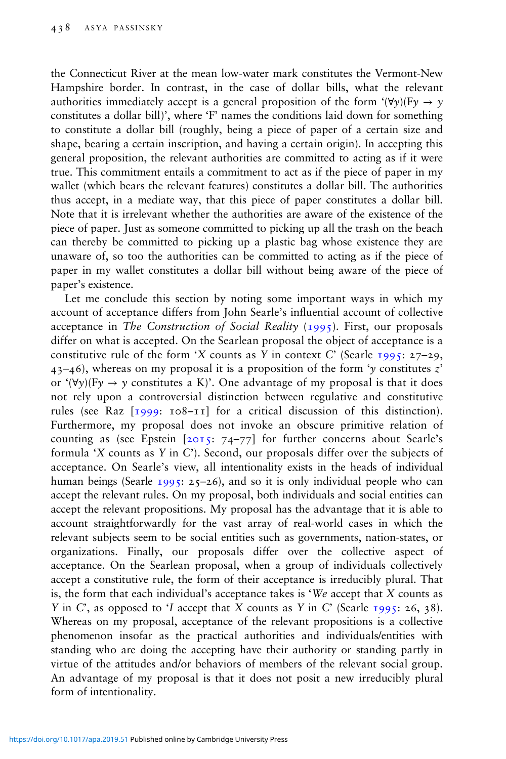the Connecticut River at the mean low-water mark constitutes the Vermont-New Hampshire border. In contrast, in the case of dollar bills, what the relevant authorities immediately accept is a general proposition of the form '$(\forall y)(Fy \rightarrow y$ constitutes a dollar bill)', where 'F' names the conditions laid down for something to constitute a dollar bill (roughly, being a piece of paper of a certain size and shape, bearing a certain inscription, and having a certain origin). In accepting this general proposition, the relevant authorities are committed to acting as if it were true. This commitment entails a commitment to act as if the piece of paper in my wallet (which bears the relevant features) constitutes a dollar bill. The authorities thus accept, in a mediate way, that this piece of paper constitutes a dollar bill. Note that it is irrelevant whether the authorities are aware of the existence of the piece of paper. Just as someone committed to picking up all the trash on the beach can thereby be committed to picking up a plastic bag whose existence they are unaware of, so too the authorities can be committed to acting as if the piece of paper in my wallet constitutes a dollar bill without being aware of the piece of paper's existence.

Let me conclude this section by noting some important ways in which my account of acceptance differs from John Searle's influential account of collective acceptance in *The Construction of Social Reality* (1995). First, our proposals differ on what is accepted. On the Searlean proposal the object of acceptance is a constitutive rule of the form '*X* counts as *Y* in context *C*' (Searle 1995: 27–29, 43–46), whereas on my proposal it is a proposition of the form '*y* constitutes *z*' or '$(\forall y)(Fy \rightarrow y$ constitutes a K)'. One advantage of my proposal is that it does not rely upon a controversial distinction between regulative and constitutive rules (see Raz [1999: 108–11] for a critical discussion of this distinction). Furthermore, my proposal does not invoke an obscure primitive relation of counting as (see Epstein [2015: 74–77] for further concerns about Searle's formula '*X* counts as *Y* in *C*'). Second, our proposals differ over the subjects of acceptance. On Searle's view, all intentionality exists in the heads of individual human beings (Searle 1995: 25–26), and so it is only individual people who can accept the relevant rules. On my proposal, both individuals and social entities can accept the relevant propositions. My proposal has the advantage that it is able to account straightforwardly for the vast array of real-world cases in which the relevant subjects seem to be social entities such as governments, nation-states, or organizations. Finally, our proposals differ over the collective aspect of acceptance. On the Searlean proposal, when a group of individuals collectively accept a constitutive rule, the form of their acceptance is irreducibly plural. That is, the form that each individual's acceptance takes is '*We* accept that *X* counts as *Y* in *C*', as opposed to '*I* accept that *X* counts as *Y* in *C*' (Searle 1995: 26, 38). Whereas on my proposal, acceptance of the relevant propositions is a collective phenomenon insofar as the practical authorities and individuals/entities with standing who are doing the accepting have their authority or standing partly in virtue of the attitudes and/or behaviors of members of the relevant social group. An advantage of my proposal is that it does not posit a new irreducibly plural form of intentionality.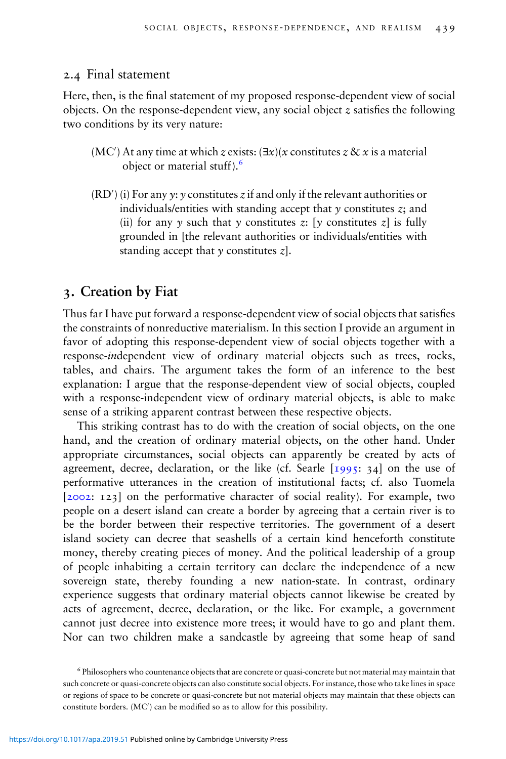### 2.4 Final statement

Here, then, is the final statement of my proposed response-dependent view of social objects. On the response-dependent view, any social object $z$ satisfies the following two conditions by its very nature:

(MC′) At any time at which $z$ exists: $(\exists x)(x$ constitutes $z$ & $x$ is a material object or material stuff).[6]

(RD′) (i) For any $y$: $y$ constitutes $z$ if and only if the relevant authorities or individuals/entities with standing accept that $y$ constitutes $z$; and (ii) for any $y$ such that $y$ constitutes $z$: [$y$ constitutes $z$] is fully grounded in [the relevant authorities or individuals/entities with standing accept that $y$ constitutes $z$].

## 3. Creation by Fiat

Thus far I have put forward a response-dependent view of social objects that satisfies the constraints of nonreductive materialism. In this section I provide an argument in favor of adopting this response-dependent view of social objects together with a response-*in*dependent view of ordinary material objects such as trees, rocks, tables, and chairs. The argument takes the form of an inference to the best explanation: I argue that the response-dependent view of social objects, coupled with a response-independent view of ordinary material objects, is able to make sense of a striking apparent contrast between these respective objects.

This striking contrast has to do with the creation of social objects, on the one hand, and the creation of ordinary material objects, on the other hand. Under appropriate circumstances, social objects can apparently be created by acts of agreement, decree, declaration, or the like (cf. Searle [1995: 34] on the use of performative utterances in the creation of institutional facts; cf. also Tuomela [2002: 123] on the performative character of social reality). For example, two people on a desert island can create a border by agreeing that a certain river is to be the border between their respective territories. The government of a desert island society can decree that seashells of a certain kind henceforth constitute money, thereby creating pieces of money. And the political leadership of a group of people inhabiting a certain territory can declare the independence of a new sovereign state, thereby founding a new nation-state. In contrast, ordinary experience suggests that ordinary material objects cannot likewise be created by acts of agreement, decree, declaration, or the like. For example, a government cannot just decree into existence more trees; it would have to go and plant them. Nor can two children make a sandcastle by agreeing that some heap of sand

[6] Philosophers who countenance objects that are concrete or quasi-concrete but not material may maintain that such concrete or quasi-concrete objects can also constitute social objects. For instance, those who take lines in space or regions of space to be concrete or quasi-concrete but not material objects may maintain that these objects can constitute borders. (MC′) can be modified so as to allow for this possibility.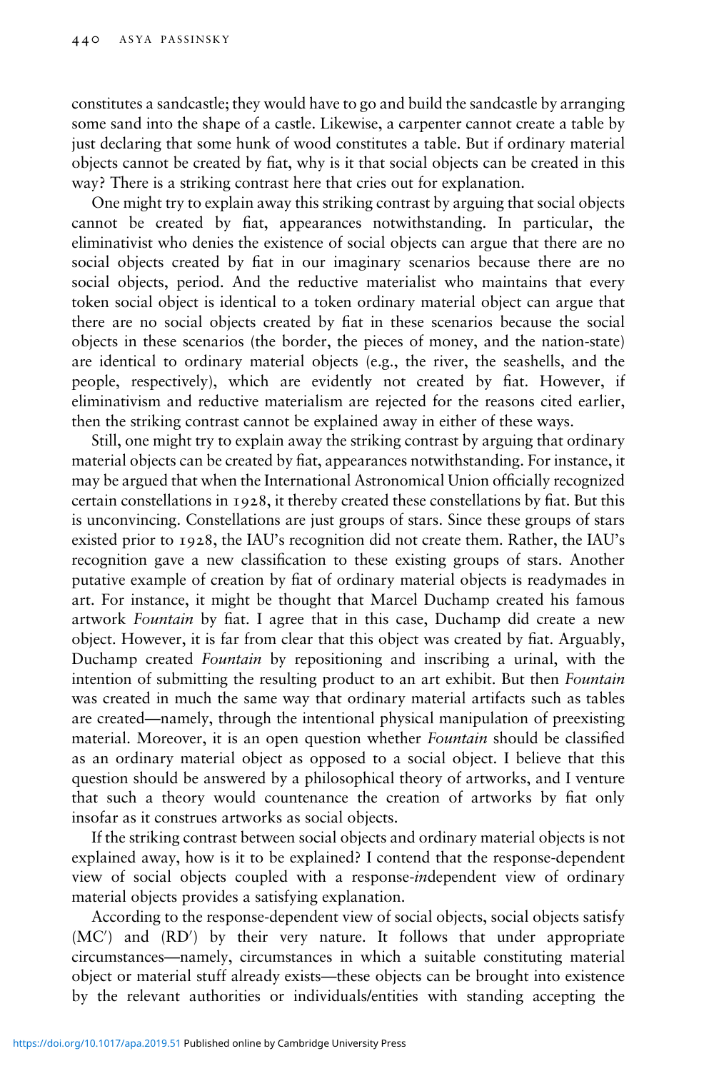constitutes a sandcastle; they would have to go and build the sandcastle by arranging some sand into the shape of a castle. Likewise, a carpenter cannot create a table by just declaring that some hunk of wood constitutes a table. But if ordinary material objects cannot be created by fiat, why is it that social objects can be created in this way? There is a striking contrast here that cries out for explanation.

One might try to explain away this striking contrast by arguing that social objects cannot be created by fiat, appearances notwithstanding. In particular, the eliminativist who denies the existence of social objects can argue that there are no social objects created by fiat in our imaginary scenarios because there are no social objects, period. And the reductive materialist who maintains that every token social object is identical to a token ordinary material object can argue that there are no social objects created by fiat in these scenarios because the social objects in these scenarios (the border, the pieces of money, and the nation-state) are identical to ordinary material objects (e.g., the river, the seashells, and the people, respectively), which are evidently not created by fiat. However, if eliminativism and reductive materialism are rejected for the reasons cited earlier, then the striking contrast cannot be explained away in either of these ways.

Still, one might try to explain away the striking contrast by arguing that ordinary material objects can be created by fiat, appearances notwithstanding. For instance, it may be argued that when the International Astronomical Union officially recognized certain constellations in 1928, it thereby created these constellations by fiat. But this is unconvincing. Constellations are just groups of stars. Since these groups of stars existed prior to 1928, the IAU's recognition did not create them. Rather, the IAU's recognition gave a new classification to these existing groups of stars. Another putative example of creation by fiat of ordinary material objects is readymades in art. For instance, it might be thought that Marcel Duchamp created his famous artwork *Fountain* by fiat. I agree that in this case, Duchamp did create a new object. However, it is far from clear that this object was created by fiat. Arguably, Duchamp created *Fountain* by repositioning and inscribing a urinal, with the intention of submitting the resulting product to an art exhibit. But then *Fountain* was created in much the same way that ordinary material artifacts such as tables are created—namely, through the intentional physical manipulation of preexisting material. Moreover, it is an open question whether *Fountain* should be classified as an ordinary material object as opposed to a social object. I believe that this question should be answered by a philosophical theory of artworks, and I venture that such a theory would countenance the creation of artworks by fiat only insofar as it construes artworks as social objects.

If the striking contrast between social objects and ordinary material objects is not explained away, how is it to be explained? I contend that the response-dependent view of social objects coupled with a response-*in*dependent view of ordinary material objects provides a satisfying explanation.

According to the response-dependent view of social objects, social objects satisfy (MC′) and (RD′) by their very nature. It follows that under appropriate circumstances—namely, circumstances in which a suitable constituting material object or material stuff already exists—these objects can be brought into existence by the relevant authorities or individuals/entities with standing accepting the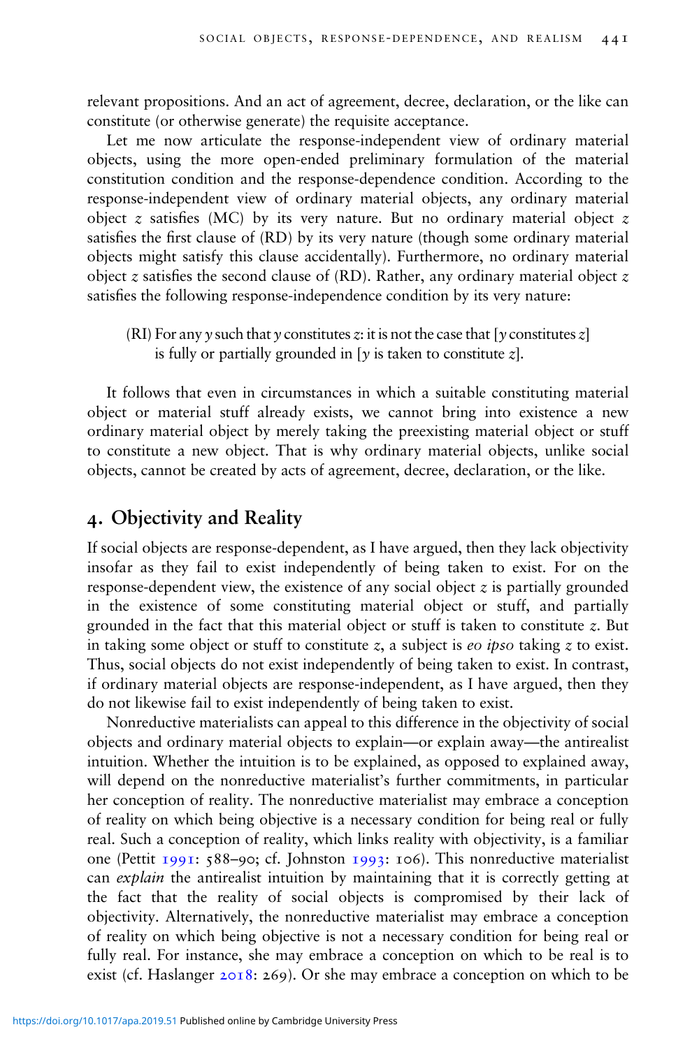relevant propositions. And an act of agreement, decree, declaration, or the like can constitute (or otherwise generate) the requisite acceptance.

Let me now articulate the response-independent view of ordinary material objects, using the more open-ended preliminary formulation of the material constitution condition and the response-dependence condition. According to the response-independent view of ordinary material objects, any ordinary material object *z* satisfies (MC) by its very nature. But no ordinary material object *z* satisfies the first clause of (RD) by its very nature (though some ordinary material objects might satisfy this clause accidentally). Furthermore, no ordinary material object *z* satisfies the second clause of (RD). Rather, any ordinary material object *z* satisfies the following response-independence condition by its very nature:

> (RI) For any *y* such that *y* constitutes *z*: it is not the case that [*y* constitutes *z*] is fully or partially grounded in [*y* is taken to constitute *z*].

It follows that even in circumstances in which a suitable constituting material object or material stuff already exists, we cannot bring into existence a new ordinary material object by merely taking the preexisting material object or stuff to constitute a new object. That is why ordinary material objects, unlike social objects, cannot be created by acts of agreement, decree, declaration, or the like.

## 4. Objectivity and Reality

If social objects are response-dependent, as I have argued, then they lack objectivity insofar as they fail to exist independently of being taken to exist. For on the response-dependent view, the existence of any social object *z* is partially grounded in the existence of some constituting material object or stuff, and partially grounded in the fact that this material object or stuff is taken to constitute *z*. But in taking some object or stuff to constitute *z*, a subject is *eo ipso* taking *z* to exist. Thus, social objects do not exist independently of being taken to exist. In contrast, if ordinary material objects are response-independent, as I have argued, then they do not likewise fail to exist independently of being taken to exist.

Nonreductive materialists can appeal to this difference in the objectivity of social objects and ordinary material objects to explain—or explain away—the antirealist intuition. Whether the intuition is to be explained, as opposed to explained away, will depend on the nonreductive materialist's further commitments, in particular her conception of reality. The nonreductive materialist may embrace a conception of reality on which being objective is a necessary condition for being real or fully real. Such a conception of reality, which links reality with objectivity, is a familiar one (Pettit 1991: 588–90; cf. Johnston 1993: 106). This nonreductive materialist can *explain* the antirealist intuition by maintaining that it is correctly getting at the fact that the reality of social objects is compromised by their lack of objectivity. Alternatively, the nonreductive materialist may embrace a conception of reality on which being objective is not a necessary condition for being real or fully real. For instance, she may embrace a conception on which to be real is to exist (cf. Haslanger 2018: 269). Or she may embrace a conception on which to be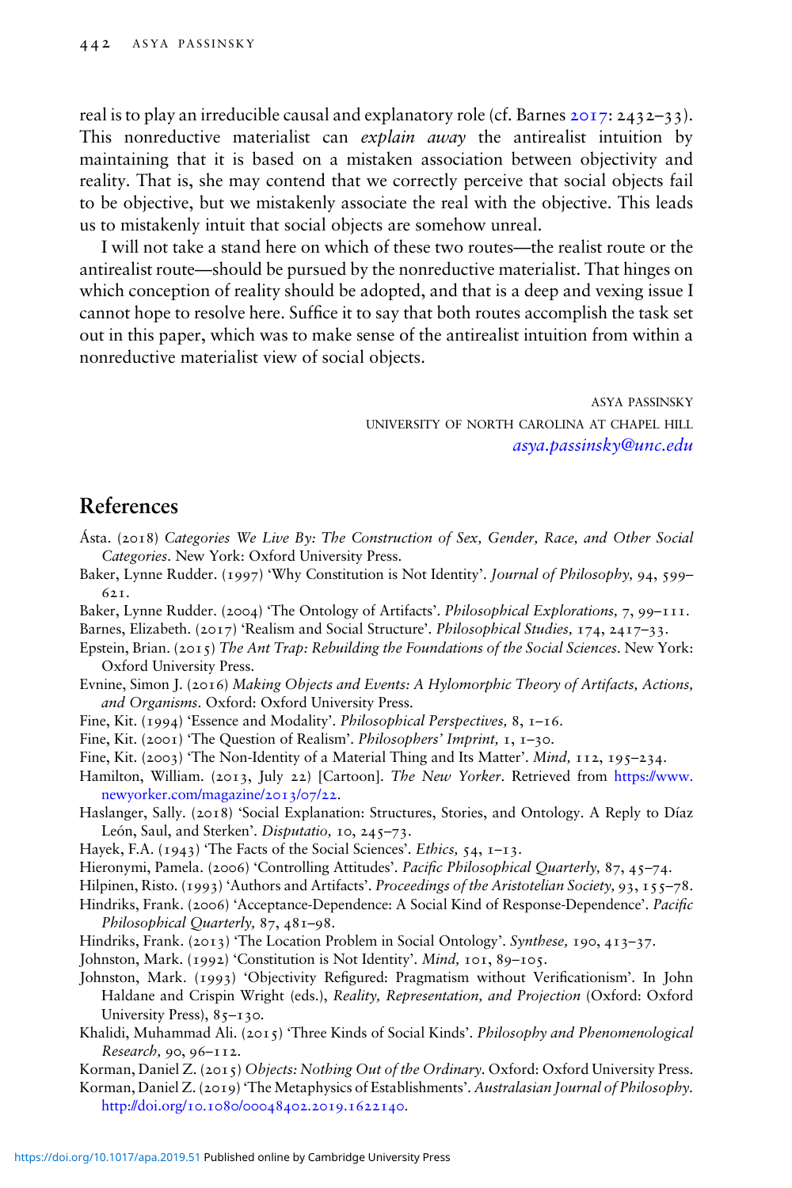real is to play an irreducible causal and explanatory role (cf. Barnes 2017: 2432–33). This nonreductive materialist can *explain away* the antirealist intuition by maintaining that it is based on a mistaken association between objectivity and reality. That is, she may contend that we correctly perceive that social objects fail to be objective, but we mistakenly associate the real with the objective. This leads us to mistakenly intuit that social objects are somehow unreal.

I will not take a stand here on which of these two routes—the realist route or the antirealist route—should be pursued by the nonreductive materialist. That hinges on which conception of reality should be adopted, and that is a deep and vexing issue I cannot hope to resolve here. Suffice it to say that both routes accomplish the task set out in this paper, which was to make sense of the antirealist intuition from within a nonreductive materialist view of social objects.

ASYA PASSINSKY
UNIVERSITY OF NORTH CAROLINA AT CHAPEL HILL
*asya.passinsky@unc.edu*

## References

Ásta. (2018) *Categories We Live By: The Construction of Sex, Gender, Race, and Other Social Categories*. New York: Oxford University Press.

Baker, Lynne Rudder. (1997) 'Why Constitution is Not Identity'. *Journal of Philosophy,* 94, 599–621.

Baker, Lynne Rudder. (2004) 'The Ontology of Artifacts'. *Philosophical Explorations,* 7, 99–111.

Barnes, Elizabeth. (2017) 'Realism and Social Structure'. *Philosophical Studies,* 174, 2417–33.

Epstein, Brian. (2015) *The Ant Trap: Rebuilding the Foundations of the Social Sciences*. New York: Oxford University Press.

Evnine, Simon J. (2016) *Making Objects and Events: A Hylomorphic Theory of Artifacts, Actions, and Organisms*. Oxford: Oxford University Press.

Fine, Kit. (1994) 'Essence and Modality'. *Philosophical Perspectives,* 8, 1–16.

Fine, Kit. (2001) 'The Question of Realism'. *Philosophers' Imprint,* 1, 1–30.

Fine, Kit. (2003) 'The Non-Identity of a Material Thing and Its Matter'. *Mind,* 112, 195–234.

Hamilton, William. (2013, July 22) [Cartoon]. *The New Yorker*. Retrieved from https://www.newyorker.com/magazine/2013/07/22.

Haslanger, Sally. (2018) 'Social Explanation: Structures, Stories, and Ontology. A Reply to Díaz León, Saul, and Sterken'. *Disputatio,* 10, 245–73.

Hayek, F.A. (1943) 'The Facts of the Social Sciences'. *Ethics,* 54, 1–13.

Hieronymi, Pamela. (2006) 'Controlling Attitudes'. *Pacific Philosophical Quarterly,* 87, 45–74.

Hilpinen, Risto. (1993) 'Authors and Artifacts'. *Proceedings of the Aristotelian Society,* 93, 155–78.

Hindriks, Frank. (2006) 'Acceptance-Dependence: A Social Kind of Response-Dependence'. *Pacific Philosophical Quarterly,* 87, 481–98.

Hindriks, Frank. (2013) 'The Location Problem in Social Ontology'. *Synthese,* 190, 413–37.

Johnston, Mark. (1992) 'Constitution is Not Identity'. *Mind,* 101, 89–105.

Johnston, Mark. (1993) 'Objectivity Refigured: Pragmatism without Verificationism'. In John Haldane and Crispin Wright (eds.), *Reality, Representation, and Projection* (Oxford: Oxford University Press), 85–130.

Khalidi, Muhammad Ali. (2015) 'Three Kinds of Social Kinds'. *Philosophy and Phenomenological Research,* 90, 96–112.

Korman, Daniel Z. (2015) *Objects: Nothing Out of the Ordinary*. Oxford: Oxford University Press.

Korman, Daniel Z. (2019) 'The Metaphysics of Establishments'. *Australasian Journal of Philosophy*. http://doi.org/10.1080/00048402.2019.1622140.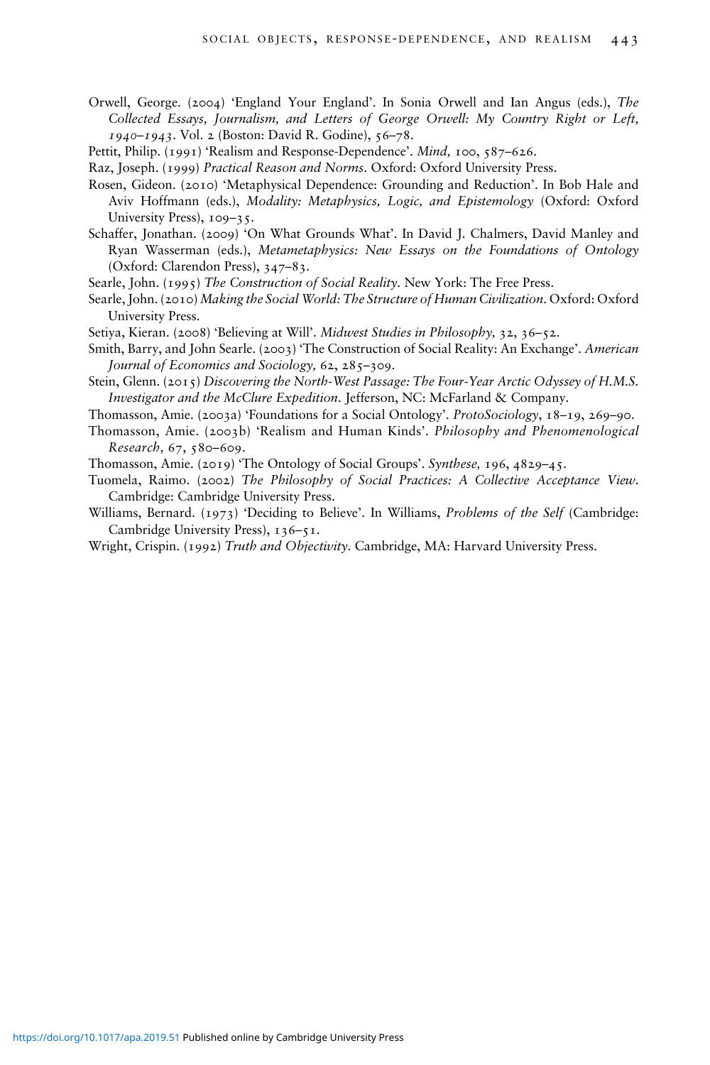Orwell, George. (2004) 'England Your England'. In Sonia Orwell and Ian Angus (eds.), *The Collected Essays, Journalism, and Letters of George Orwell: My Country Right or Left, 1940–1943*. Vol. 2 (Boston: David R. Godine), 56–78.

Pettit, Philip. (1991) 'Realism and Response-Dependence'. *Mind*, 100, 587–626.

Raz, Joseph. (1999) *Practical Reason and Norms*. Oxford: Oxford University Press.

Rosen, Gideon. (2010) 'Metaphysical Dependence: Grounding and Reduction'. In Bob Hale and Aviv Hoffmann (eds.), *Modality: Metaphysics, Logic, and Epistemology* (Oxford: Oxford University Press), 109–35.

Schaffer, Jonathan. (2009) 'On What Grounds What'. In David J. Chalmers, David Manley and Ryan Wasserman (eds.), *Metametaphysics: New Essays on the Foundations of Ontology* (Oxford: Clarendon Press), 347–83.

Searle, John. (1995) *The Construction of Social Reality*. New York: The Free Press.

Searle, John. (2010) *Making the Social World: The Structure of Human Civilization*. Oxford: Oxford University Press.

Setiya, Kieran. (2008) 'Believing at Will'. *Midwest Studies in Philosophy*, 32, 36–52.

Smith, Barry, and John Searle. (2003) 'The Construction of Social Reality: An Exchange'. *American Journal of Economics and Sociology*, 62, 285–309.

Stein, Glenn. (2015) *Discovering the North-West Passage: The Four-Year Arctic Odyssey of H.M.S. Investigator and the McClure Expedition*. Jefferson, NC: McFarland & Company.

Thomasson, Amie. (2003a) 'Foundations for a Social Ontology'. *ProtoSociology*, 18–19, 269–90.

Thomasson, Amie. (2003b) 'Realism and Human Kinds'. *Philosophy and Phenomenological Research*, 67, 580–609.

Thomasson, Amie. (2019) 'The Ontology of Social Groups'. *Synthese*, 196, 4829–45.

Tuomela, Raimo. (2002) *The Philosophy of Social Practices: A Collective Acceptance View*. Cambridge: Cambridge University Press.

Williams, Bernard. (1973) 'Deciding to Believe'. In Williams, *Problems of the Self* (Cambridge: Cambridge University Press), 136–51.

Wright, Crispin. (1992) *Truth and Objectivity*. Cambridge, MA: Harvard University Press.